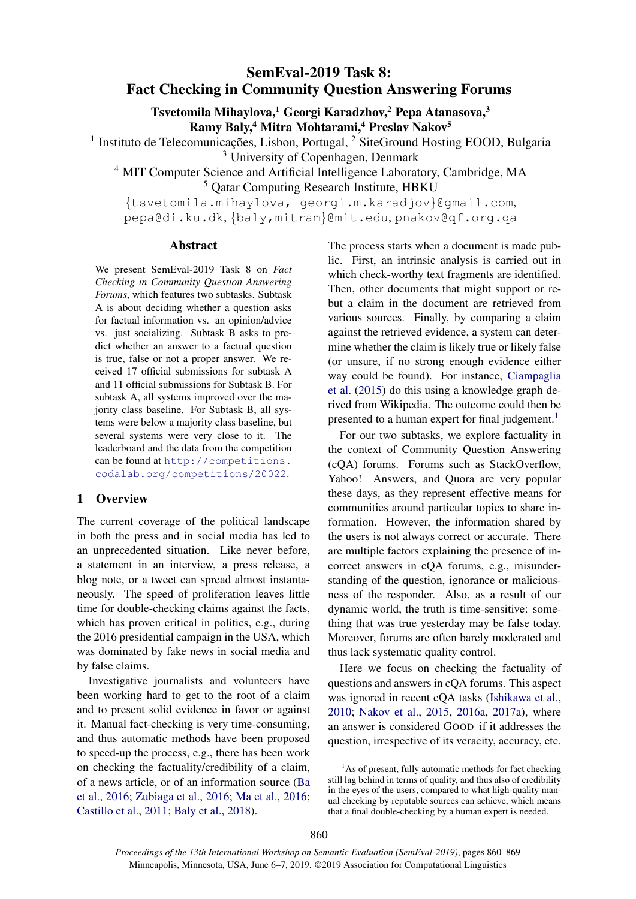# SemEval-2019 Task 8: Fact Checking in Community Question Answering Forums

**Tsvetomila Mihaylova,[1] Georgi Karadzhov,[2] Pepa Atanasova,[3] Ramy Baly,[4] Mitra Mohtarami,[4] Preslav Nakov[5]**

[1] Instituto de Telecomunicações, Lisbon, Portugal, [2] SiteGround Hosting EOOD, Bulgaria
[3] University of Copenhagen, Denmark
[4] MIT Computer Science and Artificial Intelligence Laboratory, Cambridge, MA
[5] Qatar Computing Research Institute, HBKU

{tsvetomila.mihaylova, georgi.m.karadjov}@gmail.com, pepa@di.ku.dk, {baly,mitram}@mit.edu, pnakov@qf.org.qa

## Abstract

We present SemEval-2019 Task 8 on *Fact Checking in Community Question Answering Forums*, which features two subtasks. Subtask A is about deciding whether a question asks for factual information vs. an opinion/advice vs. just socializing. Subtask B asks to predict whether an answer to a factual question is true, false or not a proper answer. We received 17 official submissions for subtask A and 11 official submissions for Subtask B. For subtask A, all systems improved over the majority class baseline. For Subtask B, all systems were below a majority class baseline, but several systems were very close to it. The leaderboard and the data from the competition can be found at http://competitions.codalab.org/competitions/20022.

## 1 Overview

The current coverage of the political landscape in both the press and in social media has led to an unprecedented situation. Like never before, a statement in an interview, a press release, a blog note, or a tweet can spread almost instantaneously. The speed of proliferation leaves little time for double-checking claims against the facts, which has proven critical in politics, e.g., during the 2016 presidential campaign in the USA, which was dominated by fake news in social media and by false claims.

Investigative journalists and volunteers have been working hard to get to the root of a claim and to present solid evidence in favor or against it. Manual fact-checking is very time-consuming, and thus automatic methods have been proposed to speed-up the process, e.g., there has been work on checking the factuality/credibility of a claim, of a news article, or of an information source (Ba et al., 2016; Zubiaga et al., 2016; Ma et al., 2016; Castillo et al., 2011; Baly et al., 2018).

The process starts when a document is made public. First, an intrinsic analysis is carried out in which check-worthy text fragments are identified. Then, other documents that might support or rebut a claim in the document are retrieved from various sources. Finally, by comparing a claim against the retrieved evidence, a system can determine whether the claim is likely true or likely false (or unsure, if no strong enough evidence either way could be found). For instance, Ciampaglia et al. (2015) do this using a knowledge graph derived from Wikipedia. The outcome could then be presented to a human expert for final judgement.[1]

For our two subtasks, we explore factuality in the context of Community Question Answering (cQA) forums. Forums such as StackOverflow, Yahoo! Answers, and Quora are very popular these days, as they represent effective means for communities around particular topics to share information. However, the information shared by the users is not always correct or accurate. There are multiple factors explaining the presence of incorrect answers in cQA forums, e.g., misunderstanding of the question, ignorance or maliciousness of the responder. Also, as a result of our dynamic world, the truth is time-sensitive: something that was true yesterday may be false today. Moreover, forums are often barely moderated and thus lack systematic quality control.

Here we focus on checking the factuality of questions and answers in cQA forums. This aspect was ignored in recent cQA tasks (Ishikawa et al., 2010; Nakov et al., 2015, 2016a, 2017a), where an answer is considered GOOD if it addresses the question, irrespective of its veracity, accuracy, etc.

[1] As of present, fully automatic methods for fact checking still lag behind in terms of quality, and thus also of credibility in the eyes of the users, compared to what high-quality manual checking by reputable sources can achieve, which means that a final double-checking by a human expert is needed.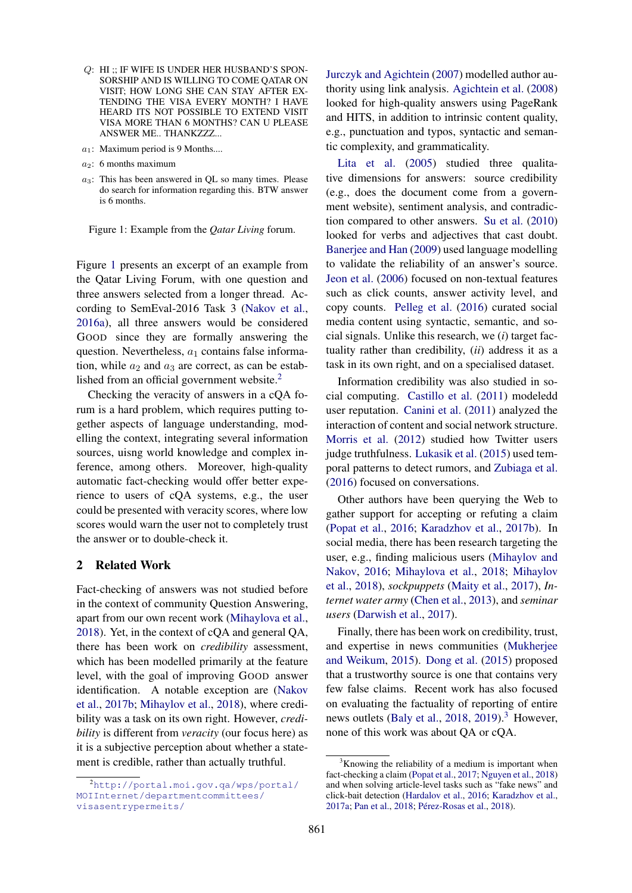$Q$: HI ;; IF WIFE IS UNDER HER HUSBAND'S SPONSORSHIP AND IS WILLING TO COME QATAR ON VISIT; HOW LONG SHE CAN STAY AFTER EXTENDING THE VISA EVERY MONTH? I HAVE HEARD ITS NOT POSSIBLE TO EXTEND VISIT VISA MORE THAN 6 MONTHS? CAN U PLEASE ANSWER ME.. THANKZZZ...

$a_1$: Maximum period is 9 Months....

$a_2$: 6 months maximum

$a_3$: This has been answered in QL so many times. Please do search for information regarding this. BTW answer is 6 months.

Figure 1: Example from the *Qatar Living* forum.

Figure 1 presents an excerpt of an example from the Qatar Living Forum, with one question and three answers selected from a longer thread. According to SemEval-2016 Task 3 (Nakov et al., 2016a), all three answers would be considered GOOD since they are formally answering the question. Nevertheless, $a_1$ contains false information, while $a_2$ and $a_3$ are correct, as can be established from an official government website.[2]

Checking the veracity of answers in a cQA forum is a hard problem, which requires putting together aspects of language understanding, modelling the context, integrating several information sources, uisng world knowledge and complex inference, among others. Moreover, high-quality automatic fact-checking would offer better experience to users of cQA systems, e.g., the user could be presented with veracity scores, where low scores would warn the user not to completely trust the answer or to double-check it.

## 2 Related Work

Fact-checking of answers was not studied before in the context of community Question Answering, apart from our own recent work (Mihaylova et al., 2018). Yet, in the context of cQA and general QA, there has been work on *credibility* assessment, which has been modelled primarily at the feature level, with the goal of improving GOOD answer identification. A notable exception are (Nakov et al., 2017b; Mihaylov et al., 2018), where credibility was a task on its own right. However, *credibility* is different from *veracity* (our focus here) as it is a subjective perception about whether a statement is credible, rather than actually truthful.

Jurczyk and Agichtein (2007) modelled author authority using link analysis. Agichtein et al. (2008) looked for high-quality answers using PageRank and HITS, in addition to intrinsic content quality, e.g., punctuation and typos, syntactic and semantic complexity, and grammaticality.

Lita et al. (2005) studied three qualitative dimensions for answers: source credibility (e.g., does the document come from a government website), sentiment analysis, and contradiction compared to other answers. Su et al. (2010) looked for verbs and adjectives that cast doubt. Banerjee and Han (2009) used language modelling to validate the reliability of an answer's source. Jeon et al. (2006) focused on non-textual features such as click counts, answer activity level, and copy counts. Pelleg et al. (2016) curated social media content using syntactic, semantic, and social signals. Unlike this research, we (*i*) target factuality rather than credibility, (*ii*) address it as a task in its own right, and on a specialised dataset.

Information credibility was also studied in social computing. Castillo et al. (2011) modeledd user reputation. Canini et al. (2011) analyzed the interaction of content and social network structure. Morris et al. (2012) studied how Twitter users judge truthfulness. Lukasik et al. (2015) used temporal patterns to detect rumors, and Zubiaga et al. (2016) focused on conversations.

Other authors have been querying the Web to gather support for accepting or refuting a claim (Popat et al., 2016; Karadzhov et al., 2017b). In social media, there has been research targeting the user, e.g., finding malicious users (Mihaylov and Nakov, 2016; Mihaylova et al., 2018; Mihaylov et al., 2018), *sockpuppets* (Maity et al., 2017), *Internet water army* (Chen et al., 2013), and *seminar users* (Darwish et al., 2017).

Finally, there has been work on credibility, trust, and expertise in news communities (Mukherjee and Weikum, 2015). Dong et al. (2015) proposed that a trustworthy source is one that contains very few false claims. Recent work has also focused on evaluating the factuality of reporting of entire news outlets (Baly et al., 2018, 2019).[3] However, none of this work was about QA or cQA.

[2] http://portal.moi.gov.qa/wps/portal/MOIInternet/departmentcommittees/visasentrypermeits/

[3] Knowing the reliability of a medium is important when fact-checking a claim (Popat et al., 2017; Nguyen et al., 2018) and when solving article-level tasks such as "fake news" and click-bait detection (Hardalov et al., 2016; Karadzhov et al., 2017a; Pan et al., 2018; Pérez-Rosas et al., 2018).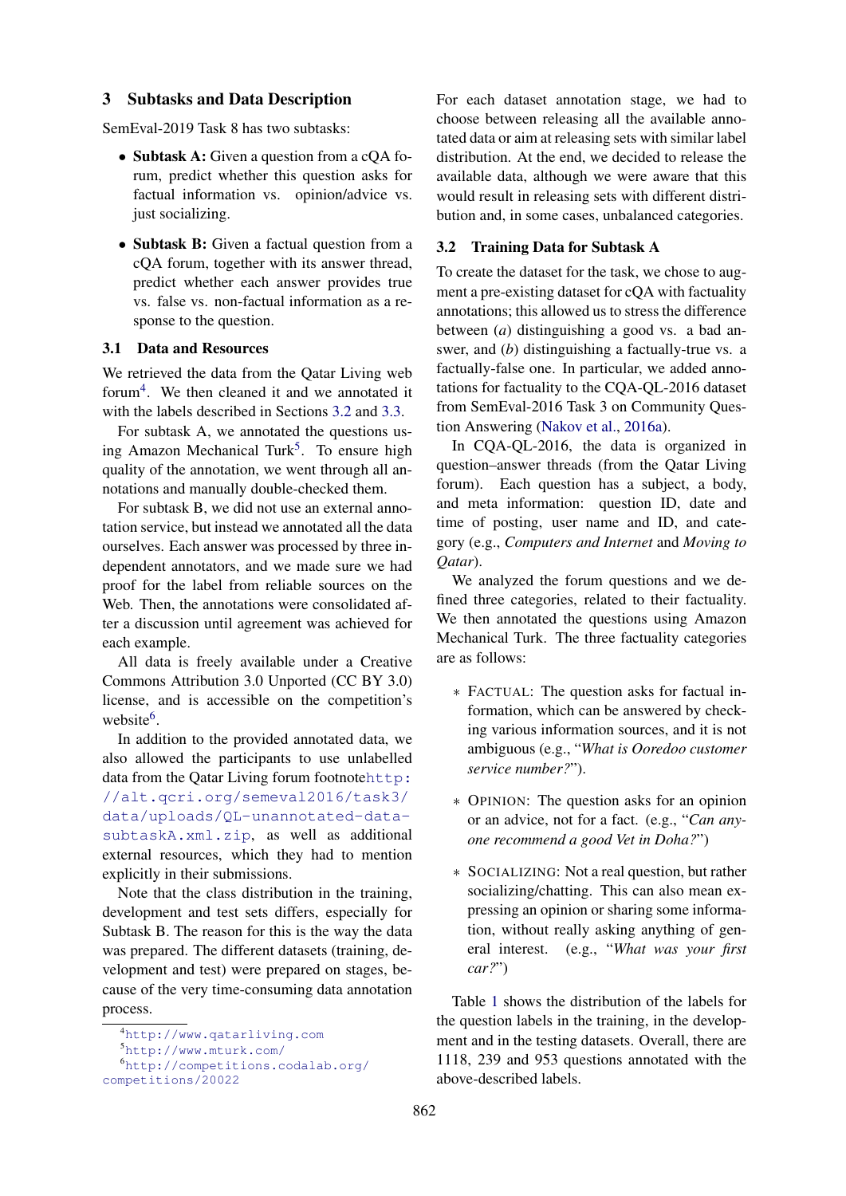## 3 Subtasks and Data Description

SemEval-2019 Task 8 has two subtasks:

- **Subtask A:** Given a question from a cQA forum, predict whether this question asks for factual information vs. opinion/advice vs. just socializing.
- **Subtask B:** Given a factual question from a cQA forum, together with its answer thread, predict whether each answer provides true vs. false vs. non-factual information as a response to the question.

### 3.1 Data and Resources

We retrieved the data from the Qatar Living web forum[4]. We then cleaned it and we annotated it with the labels described in Sections 3.2 and 3.3.

For subtask A, we annotated the questions using Amazon Mechanical Turk[5]. To ensure high quality of the annotation, we went through all annotations and manually double-checked them.

For subtask B, we did not use an external annotation service, but instead we annotated all the data ourselves. Each answer was processed by three independent annotators, and we made sure we had proof for the label from reliable sources on the Web. Then, the annotations were consolidated after a discussion until agreement was achieved for each example.

All data is freely available under a Creative Commons Attribution 3.0 Unported (CC BY 3.0) license, and is accessible on the competition's website[6].

In addition to the provided annotated data, we also allowed the participants to use unlabelled data from the Qatar Living forum footnotehttp://alt.qcri.org/semeval2016/task3/data/uploads/QL-unannotated-data-subtaskA.xml.zip, as well as additional external resources, which they had to mention explicitly in their submissions.

Note that the class distribution in the training, development and test sets differs, especially for Subtask B. The reason for this is the way the data was prepared. The different datasets (training, development and test) were prepared on stages, because of the very time-consuming data annotation process.

For each dataset annotation stage, we had to choose between releasing all the available annotated data or aim at releasing sets with similar label distribution. At the end, we decided to release the available data, although we were aware that this would result in releasing sets with different distribution and, in some cases, unbalanced categories.

### 3.2 Training Data for Subtask A

To create the dataset for the task, we chose to augment a pre-existing dataset for cQA with factuality annotations; this allowed us to stress the difference between (*a*) distinguishing a good vs. a bad answer, and (*b*) distinguishing a factually-true vs. a factually-false one. In particular, we added annotations for factuality to the CQA-QL-2016 dataset from SemEval-2016 Task 3 on Community Question Answering (Nakov et al., 2016a).

In CQA-QL-2016, the data is organized in question–answer threads (from the Qatar Living forum). Each question has a subject, a body, and meta information: question ID, date and time of posting, user name and ID, and category (e.g., *Computers and Internet* and *Moving to Qatar*).

We analyzed the forum questions and we defined three categories, related to their factuality. We then annotated the questions using Amazon Mechanical Turk. The three factuality categories are as follows:

- FACTUAL: The question asks for factual information, which can be answered by checking various information sources, and it is not ambiguous (e.g., "*What is Ooredoo customer service number?*").
- OPINION: The question asks for an opinion or an advice, not for a fact. (e.g., "*Can anyone recommend a good Vet in Doha?*")
- SOCIALIZING: Not a real question, but rather socializing/chatting. This can also mean expressing an opinion or sharing some information, without really asking anything of general interest. (e.g., "*What was your first car?*")

Table 1 shows the distribution of the labels for the question labels in the training, in the development and in the testing datasets. Overall, there are 1118, 239 and 953 questions annotated with the above-described labels.

[4] http://www.qatarliving.com
[5] http://www.mturk.com/
[6] http://competitions.codalab.org/competitions/20022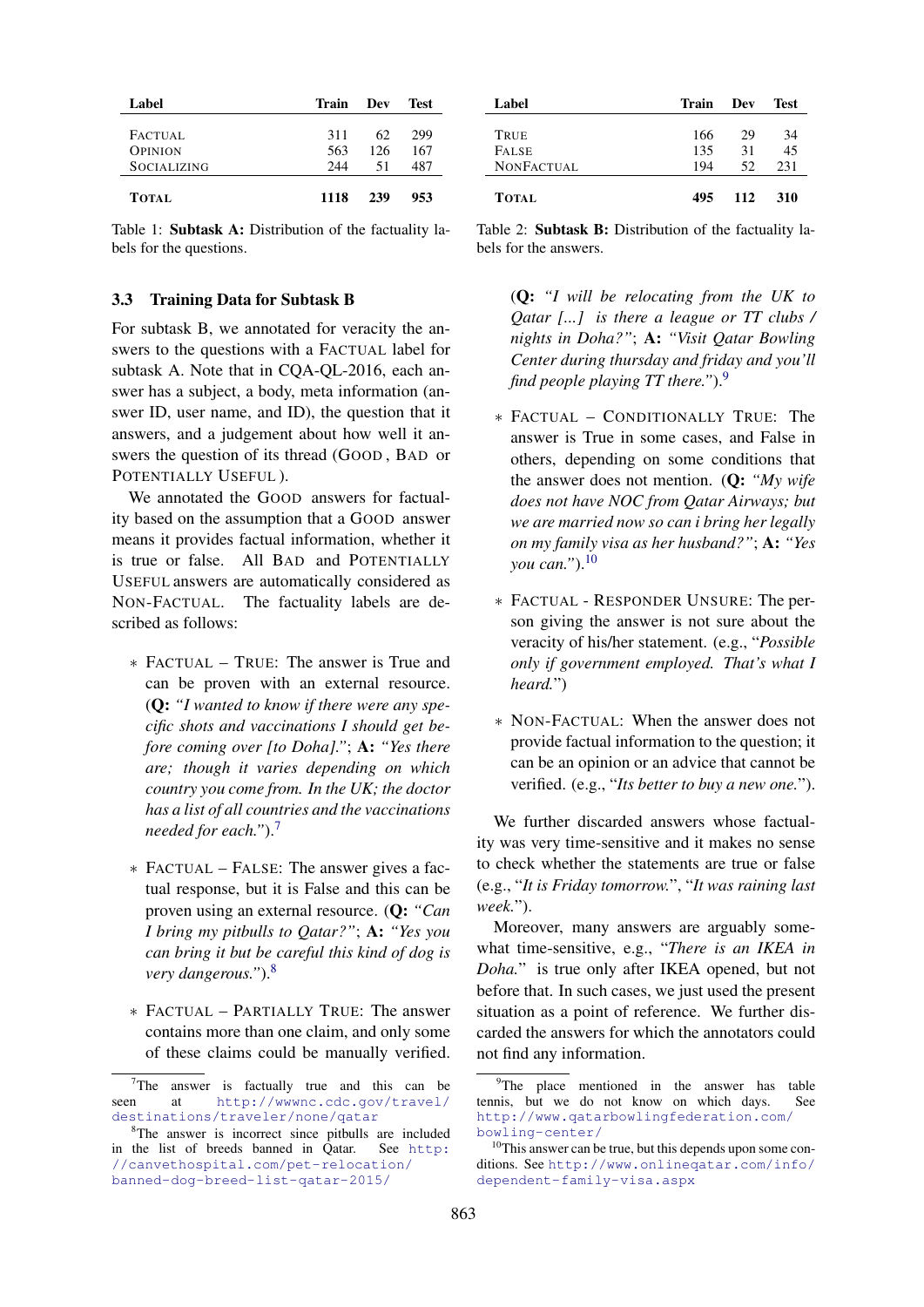| Label | Train | Dev | Test |
|---|---|---|---|
| FACTUAL | 311 | 62 | 299 |
| OPINION | 563 | 126 | 167 |
| SOCIALIZING | 244 | 51 | 487 |
| **TOTAL** | **1118** | **239** | **953** |

Table 1: **Subtask A:** Distribution of the factuality labels for the questions.

| Label | Train | Dev | Test |
|---|---|---|---|
| TRUE | 166 | 29 | 34 |
| FALSE | 135 | 31 | 45 |
| NONFACTUAL | 194 | 52 | 231 |
| **TOTAL** | **495** | **112** | **310** |

Table 2: **Subtask B:** Distribution of the factuality labels for the answers.

### 3.3 Training Data for Subtask B

For subtask B, we annotated for veracity the answers to the questions with a FACTUAL label for subtask A. Note that in CQA-QL-2016, each answer has a subject, a body, meta information (answer ID, user name, and ID), the question that it answers, and a judgement about how well it answers the question of its thread (GOOD , BAD or POTENTIALLY USEFUL ).

We annotated the GOOD answers for factuality based on the assumption that a GOOD answer means it provides factual information, whether it is true or false. All BAD and POTENTIALLY USEFUL answers are automatically considered as NON-FACTUAL. The factuality labels are described as follows:

* FACTUAL – TRUE: The answer is True and can be proven with an external resource. (**Q:** *"I wanted to know if there were any specific shots and vaccinations I should get before coming over [to Doha]."*; **A:** *"Yes there are; though it varies depending on which country you come from. In the UK; the doctor has a list of all countries and the vaccinations needed for each."*).[7]

* FACTUAL – FALSE: The answer gives a factual response, but it is False and this can be proven using an external resource. (**Q:** *"Can I bring my pitbulls to Qatar?"*; **A:** *"Yes you can bring it but be careful this kind of dog is very dangerous."*).[8]

* FACTUAL – PARTIALLY TRUE: The answer contains more than one claim, and only some of these claims could be manually verified. (**Q:** *"I will be relocating from the UK to Qatar [...] is there a league or TT clubs / nights in Doha?"*; **A:** *"Visit Qatar Bowling Center during thursday and friday and you'll find people playing TT there."*).[9]

* FACTUAL – CONDITIONALLY TRUE: The answer is True in some cases, and False in others, depending on some conditions that the answer does not mention. (**Q:** *"My wife does not have NOC from Qatar Airways; but we are married now so can i bring her legally on my family visa as her husband?"*; **A:** *"Yes you can."*).[10]

* FACTUAL - RESPONDER UNSURE: The person giving the answer is not sure about the veracity of his/her statement. (e.g., "*Possible only if government employed. That's what I heard.*")

* NON-FACTUAL: When the answer does not provide factual information to the question; it can be an opinion or an advice that cannot be verified. (e.g., "*Its better to buy a new one.*").

We further discarded answers whose factuality was very time-sensitive and it makes no sense to check whether the statements are true or false (e.g., "*It is Friday tomorrow.*", "*It was raining last week.*").

Moreover, many answers are arguably somewhat time-sensitive, e.g., "*There is an IKEA in Doha.*" is true only after IKEA opened, but not before that. In such cases, we just used the present situation as a point of reference. We further discarded the answers for which the annotators could not find any information.

[7]The answer is factually true and this can be seen at http://wwwnc.cdc.gov/travel/destinations/traveler/none/qatar

[8]The answer is incorrect since pitbulls are included in the list of breeds banned in Qatar. See http://canvethospital.com/pet-relocation/banned-dog-breed-list-qatar-2015/

[9]The place mentioned in the answer has table tennis, but we do not know on which days. See http://www.qatarbowlingfederation.com/bowling-center/

[10]This answer can be true, but this depends upon some conditions. See http://www.onlineqatar.com/info/dependent-family-visa.aspx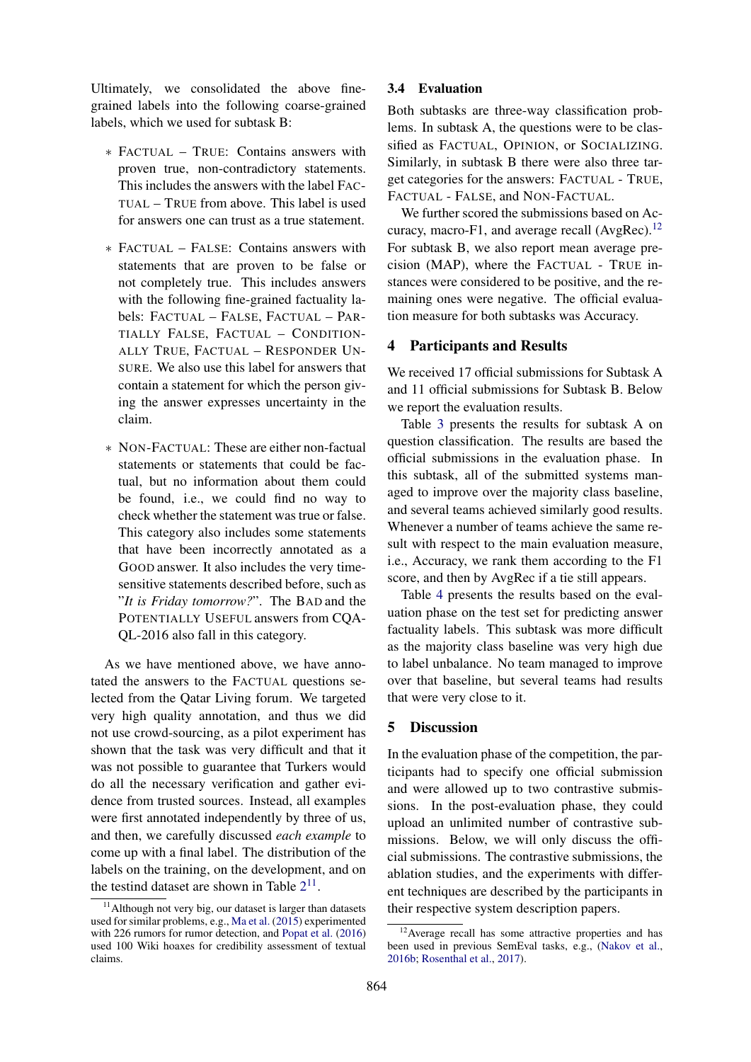Ultimately, we consolidated the above fine-grained labels into the following coarse-grained labels, which we used for subtask B:

- FACTUAL – TRUE: Contains answers with proven true, non-contradictory statements. This includes the answers with the label FACTUAL – TRUE from above. This label is used for answers one can trust as a true statement.
- FACTUAL – FALSE: Contains answers with statements that are proven to be false or not completely true. This includes answers with the following fine-grained factuality labels: FACTUAL – FALSE, FACTUAL – PARTIALLY FALSE, FACTUAL – CONDITIONALLY TRUE, FACTUAL – RESPONDER UNSURE. We also use this label for answers that contain a statement for which the person giving the answer expresses uncertainty in the claim.
- NON-FACTUAL: These are either non-factual statements or statements that could be factual, but no information about them could be found, i.e., we could find no way to check whether the statement was true or false. This category also includes some statements that have been incorrectly annotated as a GOOD answer. It also includes the very time-sensitive statements described before, such as "*It is Friday tomorrow?*". The BAD and the POTENTIALLY USEFUL answers from CQA-QL-2016 also fall in this category.

As we have mentioned above, we have annotated the answers to the FACTUAL questions selected from the Qatar Living forum. We targeted very high quality annotation, and thus we did not use crowd-sourcing, as a pilot experiment has shown that the task was very difficult and that it was not possible to guarantee that Turkers would do all the necessary verification and gather evidence from trusted sources. Instead, all examples were first annotated independently by three of us, and then, we carefully discussed *each example* to come up with a final label. The distribution of the labels on the training, on the development, and on the testind dataset are shown in Table 2[11].

[11] Although not very big, our dataset is larger than datasets used for similar problems, e.g., Ma et al. (2015) experimented with 226 rumors for rumor detection, and Popat et al. (2016) used 100 Wiki hoaxes for credibility assessment of textual claims.

### 3.4 Evaluation

Both subtasks are three-way classification problems. In subtask A, the questions were to be classified as FACTUAL, OPINION, or SOCIALIZING. Similarly, in subtask B there were also three target categories for the answers: FACTUAL - TRUE, FACTUAL - FALSE, and NON-FACTUAL.

We further scored the submissions based on Accuracy, macro-F1, and average recall (AvgRec).[12] For subtask B, we also report mean average precision (MAP), where the FACTUAL - TRUE instances were considered to be positive, and the remaining ones were negative. The official evaluation measure for both subtasks was Accuracy.

## 4 Participants and Results

We received 17 official submissions for Subtask A and 11 official submissions for Subtask B. Below we report the evaluation results.

Table 3 presents the results for subtask A on question classification. The results are based the official submissions in the evaluation phase. In this subtask, all of the submitted systems managed to improve over the majority class baseline, and several teams achieved similarly good results. Whenever a number of teams achieve the same result with respect to the main evaluation measure, i.e., Accuracy, we rank them according to the F1 score, and then by AvgRec if a tie still appears.

Table 4 presents the results based on the evaluation phase on the test set for predicting answer factuality labels. This subtask was more difficult as the majority class baseline was very high due to label unbalance. No team managed to improve over that baseline, but several teams had results that were very close to it.

## 5 Discussion

In the evaluation phase of the competition, the participants had to specify one official submission and were allowed up to two contrastive submissions. In the post-evaluation phase, they could upload an unlimited number of contrastive submissions. Below, we will only discuss the official submissions. The contrastive submissions, the ablation studies, and the experiments with different techniques are described by the participants in their respective system description papers.

[12] Average recall has some attractive properties and has been used in previous SemEval tasks, e.g., (Nakov et al., 2016b; Rosenthal et al., 2017).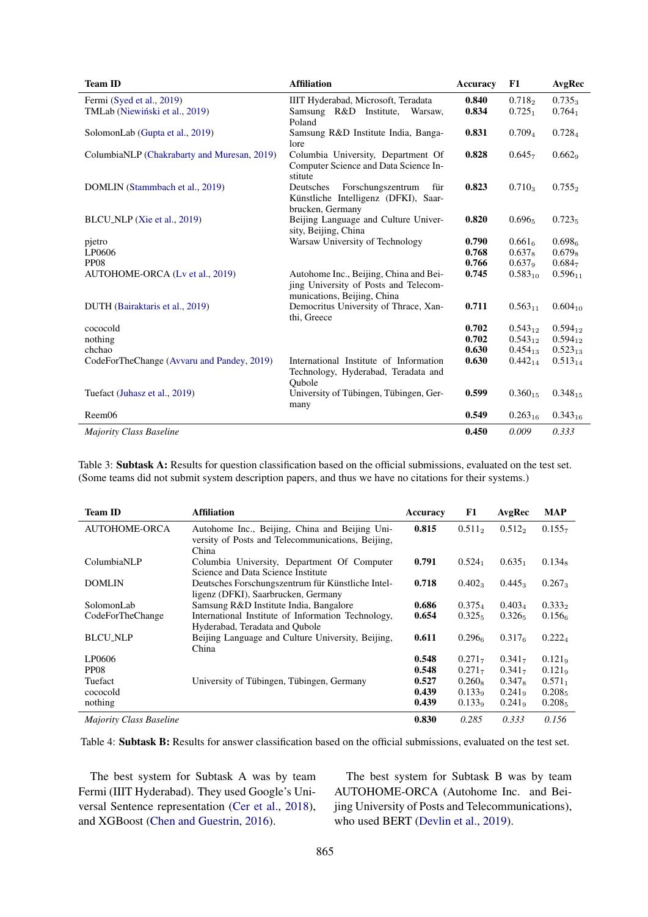| Team ID | Affiliation | Accuracy | F1 | AvgRec |
|---|---|---|---|---|
| Fermi (Syed et al., 2019) | IIIT Hyderabad, Microsoft, Teradata | **0.840** | $0.718_2$ | $0.735_3$ |
| TMLab (Niewiński et al., 2019) | Samsung R&D Institute, Warsaw, Poland | **0.834** | $0.725_1$ | $0.764_1$ |
| SolomonLab (Gupta et al., 2019) | Samsung R&D Institute India, Bangalore | **0.831** | $0.709_4$ | $0.728_4$ |
| ColumbiaNLP (Chakrabarty and Muresan, 2019) | Columbia University, Department Of Computer Science and Data Science Institute | **0.828** | $0.645_7$ | $0.662_9$ |
| DOMLIN (Stammbach et al., 2019) | Deutsches Forschungszentrum für Künstliche Intelligenz (DFKI), Saarbrucken, Germany | **0.823** | $0.710_3$ | $0.755_2$ |
| BLCU_NLP (Xie et al., 2019) | Beijing Language and Culture University, Beijing, China | **0.820** | $0.696_5$ | $0.723_5$ |
| pjetro | Warsaw University of Technology | **0.790** | $0.661_6$ | $0.698_6$ |
| LP0606 | | **0.768** | $0.637_8$ | $0.679_8$ |
| PP08 | | **0.766** | $0.637_9$ | $0.684_7$ |
| AUTOHOME-ORCA (Lv et al., 2019) | Autohome Inc., Beijing, China and Beijing University of Posts and Telecommunications, Beijing, China | **0.745** | $0.583_{10}$ | $0.596_{11}$ |
| DUTH (Bairaktaris et al., 2019) | Democritus University of Thrace, Xanthi, Greece | **0.711** | $0.563_{11}$ | $0.604_{10}$ |
| cococold | | **0.702** | $0.543_{12}$ | $0.594_{12}$ |
| nothing | | **0.702** | $0.543_{12}$ | $0.594_{12}$ |
| chchao | | **0.630** | $0.454_{13}$ | $0.523_{13}$ |
| CodeForTheChange (Avvaru and Pandey, 2019) | International Institute of Information Technology, Hyderabad, Teradata and Qubole | **0.630** | $0.442_{14}$ | $0.513_{14}$ |
| Tuefact (Juhasz et al., 2019) | University of Tübingen, Tübingen, Germany | **0.599** | $0.360_{15}$ | $0.348_{15}$ |
| Reem06 | | **0.549** | $0.263_{16}$ | $0.343_{16}$ |
| *Majority Class Baseline* | | **0.450** | *0.009* | *0.333* |

Table 3: **Subtask A:** Results for question classification based on the official submissions, evaluated on the test set. (Some teams did not submit system description papers, and thus we have no citations for their systems.)

| Team ID | Affiliation | Accuracy | F1 | AvgRec | MAP |
|---|---|---|---|---|---|
| AUTOHOME-ORCA | Autohome Inc., Beijing, China and Beijing University of Posts and Telecommunications, Beijing, China | **0.815** | $0.511_2$ | $0.512_2$ | $0.155_7$ |
| ColumbiaNLP | Columbia University, Department Of Computer Science and Data Science Institute | **0.791** | $0.524_1$ | $0.635_1$ | $0.134_8$ |
| DOMLIN | Deutsches Forschungszentrum für Künstliche Intelligenz (DFKI), Saarbrucken, Germany | **0.718** | $0.402_3$ | $0.445_3$ | $0.267_3$ |
| SolomonLab | Samsung R&D Institute India, Bangalore | **0.686** | $0.375_4$ | $0.403_4$ | $0.333_2$ |
| CodeForTheChange | International Institute of Information Technology, Hyderabad, Teradata and Qubole | **0.654** | $0.325_5$ | $0.326_5$ | $0.156_6$ |
| BLCU_NLP | Beijing Language and Culture University, Beijing, China | **0.611** | $0.296_6$ | $0.317_6$ | $0.222_4$ |
| LP0606 | | **0.548** | $0.271_7$ | $0.341_7$ | $0.121_9$ |
| PP08 | | **0.548** | $0.271_7$ | $0.341_7$ | $0.121_9$ |
| Tuefact | University of Tübingen, Tübingen, Germany | **0.527** | $0.260_8$ | $0.347_8$ | $0.571_1$ |
| cococold | | **0.439** | $0.133_9$ | $0.241_9$ | $0.208_5$ |
| nothing | | **0.439** | $0.133_9$ | $0.241_9$ | $0.208_5$ |
| *Majority Class Baseline* | | **0.830** | *0.285* | *0.333* | *0.156* |

Table 4: **Subtask B:** Results for answer classification based on the official submissions, evaluated on the test set.

The best system for Subtask A was by team Fermi (IIIT Hyderabad). They used Google's Universal Sentence representation (Cer et al., 2018), and XGBoost (Chen and Guestrin, 2016).

The best system for Subtask B was by team AUTOHOME-ORCA (Autohome Inc. and Beijing University of Posts and Telecommunications), who used BERT (Devlin et al., 2019).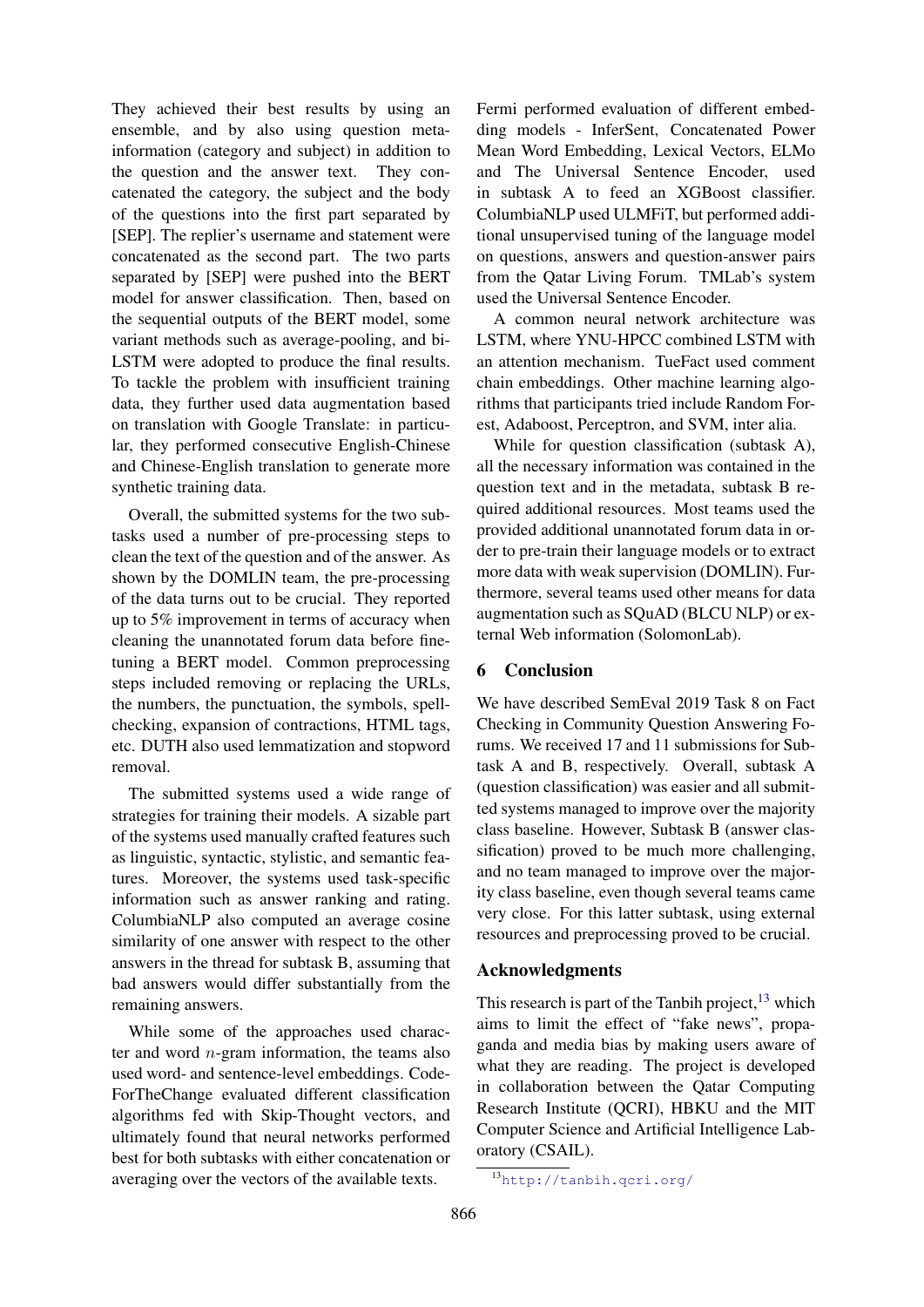They achieved their best results by using an ensemble, and by also using question meta-information (category and subject) in addition to the question and the answer text. They concatenated the category, the subject and the body of the questions into the first part separated by [SEP]. The replier's username and statement were concatenated as the second part. The two parts separated by [SEP] were pushed into the BERT model for answer classification. Then, based on the sequential outputs of the BERT model, some variant methods such as average-pooling, and bi-LSTM were adopted to produce the final results. To tackle the problem with insufficient training data, they further used data augmentation based on translation with Google Translate: in particular, they performed consecutive English-Chinese and Chinese-English translation to generate more synthetic training data.

Overall, the submitted systems for the two subtasks used a number of pre-processing steps to clean the text of the question and of the answer. As shown by the DOMLIN team, the pre-processing of the data turns out to be crucial. They reported up to 5% improvement in terms of accuracy when cleaning the unannotated forum data before fine-tuning a BERT model. Common preprocessing steps included removing or replacing the URLs, the numbers, the punctuation, the symbols, spell-checking, expansion of contractions, HTML tags, etc. DUTH also used lemmatization and stopword removal.

The submitted systems used a wide range of strategies for training their models. A sizable part of the systems used manually crafted features such as linguistic, syntactic, stylistic, and semantic features. Moreover, the systems used task-specific information such as answer ranking and rating. ColumbiaNLP also computed an average cosine similarity of one answer with respect to the other answers in the thread for subtask B, assuming that bad answers would differ substantially from the remaining answers.

While some of the approaches used character and word $n$-gram information, the teams also used word- and sentence-level embeddings. CodeForTheChange evaluated different classification algorithms fed with Skip-Thought vectors, and ultimately found that neural networks performed best for both subtasks with either concatenation or averaging over the vectors of the available texts.

Fermi performed evaluation of different embedding models - InferSent, Concatenated Power Mean Word Embedding, Lexical Vectors, ELMo and The Universal Sentence Encoder, used in subtask A to feed an XGBoost classifier. ColumbiaNLP used ULMFiT, but performed additional unsupervised tuning of the language model on questions, answers and question-answer pairs from the Qatar Living Forum. TMLab's system used the Universal Sentence Encoder.

A common neural network architecture was LSTM, where YNU-HPCC combined LSTM with an attention mechanism. TueFact used comment chain embeddings. Other machine learning algorithms that participants tried include Random Forest, Adaboost, Perceptron, and SVM, inter alia.

While for question classification (subtask A), all the necessary information was contained in the question text and in the metadata, subtask B required additional resources. Most teams used the provided additional unannotated forum data in order to pre-train their language models or to extract more data with weak supervision (DOMLIN). Furthermore, several teams used other means for data augmentation such as SQuAD (BLCU NLP) or external Web information (SolomonLab).

## 6 Conclusion

We have described SemEval 2019 Task 8 on Fact Checking in Community Question Answering Forums. We received 17 and 11 submissions for Subtask A and B, respectively. Overall, subtask A (question classification) was easier and all submitted systems managed to improve over the majority class baseline. However, Subtask B (answer classification) proved to be much more challenging, and no team managed to improve over the majority class baseline, even though several teams came very close. For this latter subtask, using external resources and preprocessing proved to be crucial.

## Acknowledgments

This research is part of the Tanbih project,[13] which aims to limit the effect of "fake news", propaganda and media bias by making users aware of what they are reading. The project is developed in collaboration between the Qatar Computing Research Institute (QCRI), HBKU and the MIT Computer Science and Artificial Intelligence Laboratory (CSAIL).

[13] http://tanbih.qcri.org/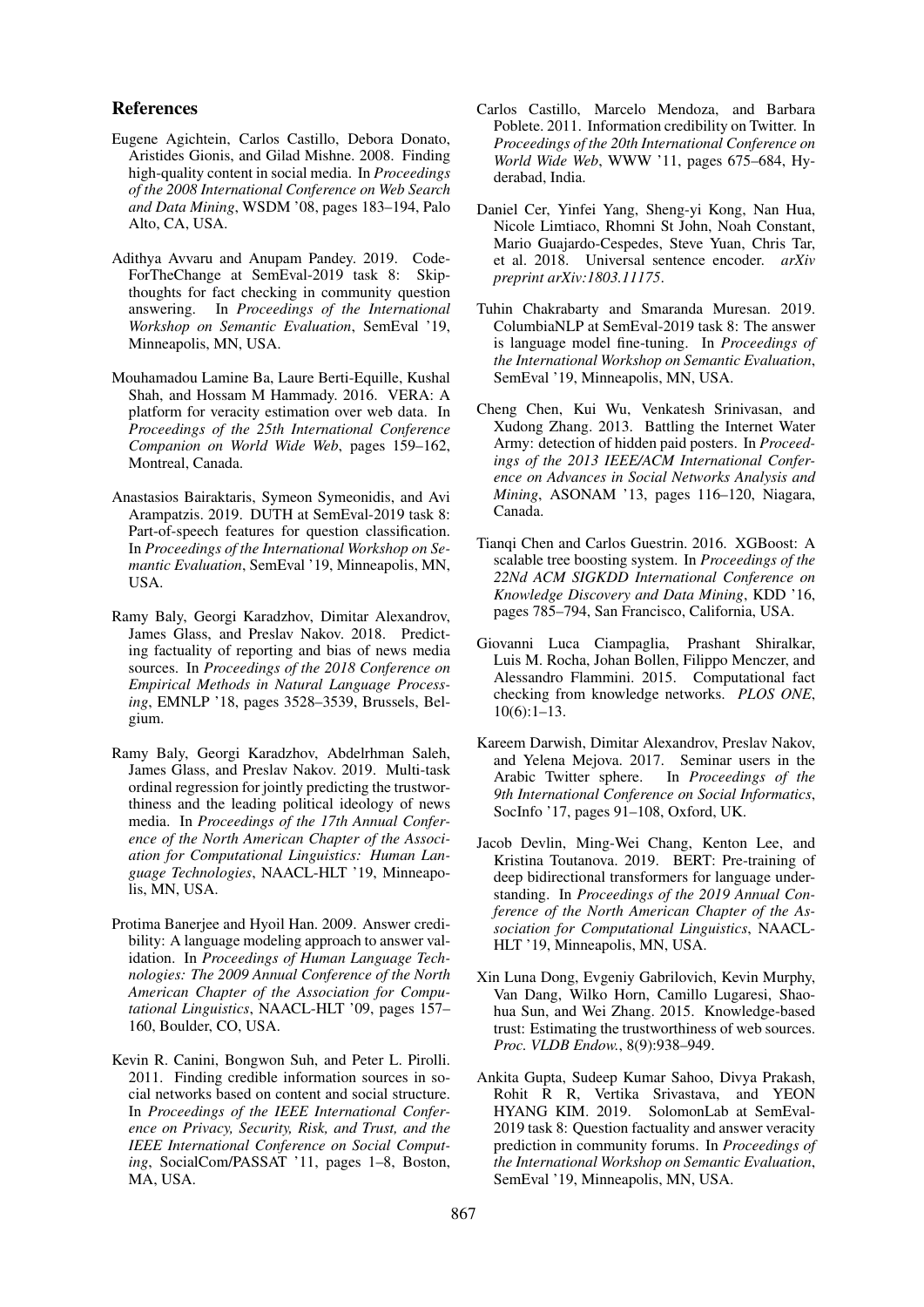## References

Eugene Agichtein, Carlos Castillo, Debora Donato, Aristides Gionis, and Gilad Mishne. 2008. Finding high-quality content in social media. In *Proceedings of the 2008 International Conference on Web Search and Data Mining*, WSDM '08, pages 183–194, Palo Alto, CA, USA.

Adithya Avvaru and Anupam Pandey. 2019. Code-ForTheChange at SemEval-2019 task 8: Skip-thoughts for fact checking in community question answering. In *Proceedings of the International Workshop on Semantic Evaluation*, SemEval '19, Minneapolis, MN, USA.

Mouhamadou Lamine Ba, Laure Berti-Equille, Kushal Shah, and Hossam M Hammady. 2016. VERA: A platform for veracity estimation over web data. In *Proceedings of the 25th International Conference Companion on World Wide Web*, pages 159–162, Montreal, Canada.

Anastasios Bairaktaris, Symeon Symeonidis, and Avi Arampatzis. 2019. DUTH at SemEval-2019 task 8: Part-of-speech features for question classification. In *Proceedings of the International Workshop on Semantic Evaluation*, SemEval '19, Minneapolis, MN, USA.

Ramy Baly, Georgi Karadzhov, Dimitar Alexandrov, James Glass, and Preslav Nakov. 2018. Predicting factuality of reporting and bias of news media sources. In *Proceedings of the 2018 Conference on Empirical Methods in Natural Language Processing*, EMNLP '18, pages 3528–3539, Brussels, Belgium.

Ramy Baly, Georgi Karadzhov, Abdelrhman Saleh, James Glass, and Preslav Nakov. 2019. Multi-task ordinal regression for jointly predicting the trustworthiness and the leading political ideology of news media. In *Proceedings of the 17th Annual Conference of the North American Chapter of the Association for Computational Linguistics: Human Language Technologies*, NAACL-HLT '19, Minneapolis, MN, USA.

Protima Banerjee and Hyoil Han. 2009. Answer credibility: A language modeling approach to answer validation. In *Proceedings of Human Language Technologies: The 2009 Annual Conference of the North American Chapter of the Association for Computational Linguistics*, NAACL-HLT '09, pages 157–160, Boulder, CO, USA.

Kevin R. Canini, Bongwon Suh, and Peter L. Pirolli. 2011. Finding credible information sources in social networks based on content and social structure. In *Proceedings of the IEEE International Conference on Privacy, Security, Risk, and Trust, and the IEEE International Conference on Social Computing*, SocialCom/PASSAT '11, pages 1–8, Boston, MA, USA.

Carlos Castillo, Marcelo Mendoza, and Barbara Poblete. 2011. Information credibility on Twitter. In *Proceedings of the 20th International Conference on World Wide Web*, WWW '11, pages 675–684, Hyderabad, India.

Daniel Cer, Yinfei Yang, Sheng-yi Kong, Nan Hua, Nicole Limtiaco, Rhomni St John, Noah Constant, Mario Guajardo-Cespedes, Steve Yuan, Chris Tar, et al. 2018. Universal sentence encoder. *arXiv preprint arXiv:1803.11175*.

Tuhin Chakrabarty and Smaranda Muresan. 2019. ColumbiaNLP at SemEval-2019 task 8: The answer is language model fine-tuning. In *Proceedings of the International Workshop on Semantic Evaluation*, SemEval '19, Minneapolis, MN, USA.

Cheng Chen, Kui Wu, Venkatesh Srinivasan, and Xudong Zhang. 2013. Battling the Internet Water Army: detection of hidden paid posters. In *Proceedings of the 2013 IEEE/ACM International Conference on Advances in Social Networks Analysis and Mining*, ASONAM '13, pages 116–120, Niagara, Canada.

Tianqi Chen and Carlos Guestrin. 2016. XGBoost: A scalable tree boosting system. In *Proceedings of the 22Nd ACM SIGKDD International Conference on Knowledge Discovery and Data Mining*, KDD '16, pages 785–794, San Francisco, California, USA.

Giovanni Luca Ciampaglia, Prashant Shiralkar, Luis M. Rocha, Johan Bollen, Filippo Menczer, and Alessandro Flammini. 2015. Computational fact checking from knowledge networks. *PLOS ONE*, 10(6):1–13.

Kareem Darwish, Dimitar Alexandrov, Preslav Nakov, and Yelena Mejova. 2017. Seminar users in the Arabic Twitter sphere. In *Proceedings of the 9th International Conference on Social Informatics*, SocInfo '17, pages 91–108, Oxford, UK.

Jacob Devlin, Ming-Wei Chang, Kenton Lee, and Kristina Toutanova. 2019. BERT: Pre-training of deep bidirectional transformers for language understanding. In *Proceedings of the 2019 Annual Conference of the North American Chapter of the Association for Computational Linguistics*, NAACL-HLT '19, Minneapolis, MN, USA.

Xin Luna Dong, Evgeniy Gabrilovich, Kevin Murphy, Van Dang, Wilko Horn, Camillo Lugaresi, Shaohua Sun, and Wei Zhang. 2015. Knowledge-based trust: Estimating the trustworthiness of web sources. *Proc. VLDB Endow.*, 8(9):938–949.

Ankita Gupta, Sudeep Kumar Sahoo, Divya Prakash, Rohit R R, Vertika Srivastava, and YEON HYANG KIM. 2019. SolomonLab at SemEval-2019 task 8: Question factuality and answer veracity prediction in community forums. In *Proceedings of the International Workshop on Semantic Evaluation*, SemEval '19, Minneapolis, MN, USA.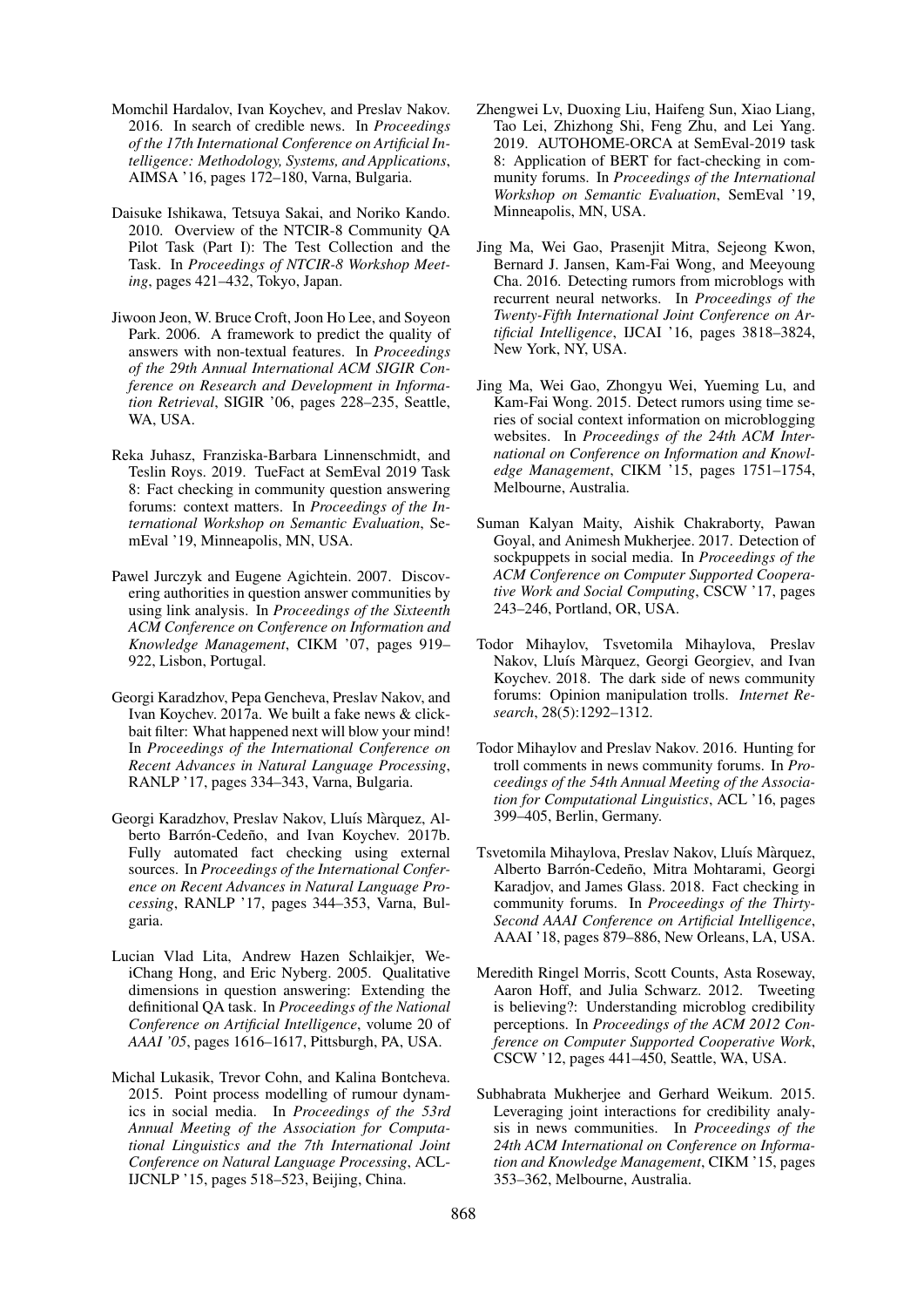Momchil Hardalov, Ivan Koychev, and Preslav Nakov. 2016. In search of credible news. In *Proceedings of the 17th International Conference on Artificial Intelligence: Methodology, Systems, and Applications*, AIMSA '16, pages 172–180, Varna, Bulgaria.

Daisuke Ishikawa, Tetsuya Sakai, and Noriko Kando. 2010. Overview of the NTCIR-8 Community QA Pilot Task (Part I): The Test Collection and the Task. In *Proceedings of NTCIR-8 Workshop Meeting*, pages 421–432, Tokyo, Japan.

Jiwoon Jeon, W. Bruce Croft, Joon Ho Lee, and Soyeon Park. 2006. A framework to predict the quality of answers with non-textual features. In *Proceedings of the 29th Annual International ACM SIGIR Conference on Research and Development in Information Retrieval*, SIGIR '06, pages 228–235, Seattle, WA, USA.

Reka Juhasz, Franziska-Barbara Linnenschmidt, and Teslin Roys. 2019. TueFact at SemEval 2019 Task 8: Fact checking in community question answering forums: context matters. In *Proceedings of the International Workshop on Semantic Evaluation*, SemEval '19, Minneapolis, MN, USA.

Pawel Jurczyk and Eugene Agichtein. 2007. Discovering authorities in question answer communities by using link analysis. In *Proceedings of the Sixteenth ACM Conference on Conference on Information and Knowledge Management*, CIKM '07, pages 919–922, Lisbon, Portugal.

Georgi Karadzhov, Pepa Gencheva, Preslav Nakov, and Ivan Koychev. 2017a. We built a fake news & click-bait filter: What happened next will blow your mind! In *Proceedings of the International Conference on Recent Advances in Natural Language Processing*, RANLP '17, pages 334–343, Varna, Bulgaria.

Georgi Karadzhov, Preslav Nakov, Lluís Màrquez, Alberto Barrón-Cedeño, and Ivan Koychev. 2017b. Fully automated fact checking using external sources. In *Proceedings of the International Conference on Recent Advances in Natural Language Processing*, RANLP '17, pages 344–353, Varna, Bulgaria.

Lucian Vlad Lita, Andrew Hazen Schlaikjer, WeiChang Hong, and Eric Nyberg. 2005. Qualitative dimensions in question answering: Extending the definitional QA task. In *Proceedings of the National Conference on Artificial Intelligence*, volume 20 of *AAAI '05*, pages 1616–1617, Pittsburgh, PA, USA.

Michal Lukasik, Trevor Cohn, and Kalina Bontcheva. 2015. Point process modelling of rumour dynamics in social media. In *Proceedings of the 53rd Annual Meeting of the Association for Computational Linguistics and the 7th International Joint Conference on Natural Language Processing*, ACL-IJCNLP '15, pages 518–523, Beijing, China.

Zhengwei Lv, Duoxing Liu, Haifeng Sun, Xiao Liang, Tao Lei, Zhizhong Shi, Feng Zhu, and Lei Yang. 2019. AUTOHOME-ORCA at SemEval-2019 task 8: Application of BERT for fact-checking in community forums. In *Proceedings of the International Workshop on Semantic Evaluation*, SemEval '19, Minneapolis, MN, USA.

Jing Ma, Wei Gao, Prasenjit Mitra, Sejeong Kwon, Bernard J. Jansen, Kam-Fai Wong, and Meeyoung Cha. 2016. Detecting rumors from microblogs with recurrent neural networks. In *Proceedings of the Twenty-Fifth International Joint Conference on Artificial Intelligence*, IJCAI '16, pages 3818–3824, New York, NY, USA.

Jing Ma, Wei Gao, Zhongyu Wei, Yueming Lu, and Kam-Fai Wong. 2015. Detect rumors using time series of social context information on microblogging websites. In *Proceedings of the 24th ACM International on Conference on Information and Knowledge Management*, CIKM '15, pages 1751–1754, Melbourne, Australia.

Suman Kalyan Maity, Aishik Chakraborty, Pawan Goyal, and Animesh Mukherjee. 2017. Detection of sockpuppets in social media. In *Proceedings of the ACM Conference on Computer Supported Cooperative Work and Social Computing*, CSCW '17, pages 243–246, Portland, OR, USA.

Todor Mihaylov, Tsvetomila Mihaylova, Preslav Nakov, Lluís Màrquez, Georgi Georgiev, and Ivan Koychev. 2018. The dark side of news community forums: Opinion manipulation trolls. *Internet Research*, 28(5):1292–1312.

Todor Mihaylov and Preslav Nakov. 2016. Hunting for troll comments in news community forums. In *Proceedings of the 54th Annual Meeting of the Association for Computational Linguistics*, ACL '16, pages 399–405, Berlin, Germany.

Tsvetomila Mihaylova, Preslav Nakov, Lluís Màrquez, Alberto Barrón-Cedeño, Mitra Mohtarami, Georgi Karadjov, and James Glass. 2018. Fact checking in community forums. In *Proceedings of the Thirty-Second AAAI Conference on Artificial Intelligence*, AAAI '18, pages 879–886, New Orleans, LA, USA.

Meredith Ringel Morris, Scott Counts, Asta Roseway, Aaron Hoff, and Julia Schwarz. 2012. Tweeting is believing?: Understanding microblog credibility perceptions. In *Proceedings of the ACM 2012 Conference on Computer Supported Cooperative Work*, CSCW '12, pages 441–450, Seattle, WA, USA.

Subhabrata Mukherjee and Gerhard Weikum. 2015. Leveraging joint interactions for credibility analysis in news communities. In *Proceedings of the 24th ACM International on Conference on Information and Knowledge Management*, CIKM '15, pages 353–362, Melbourne, Australia.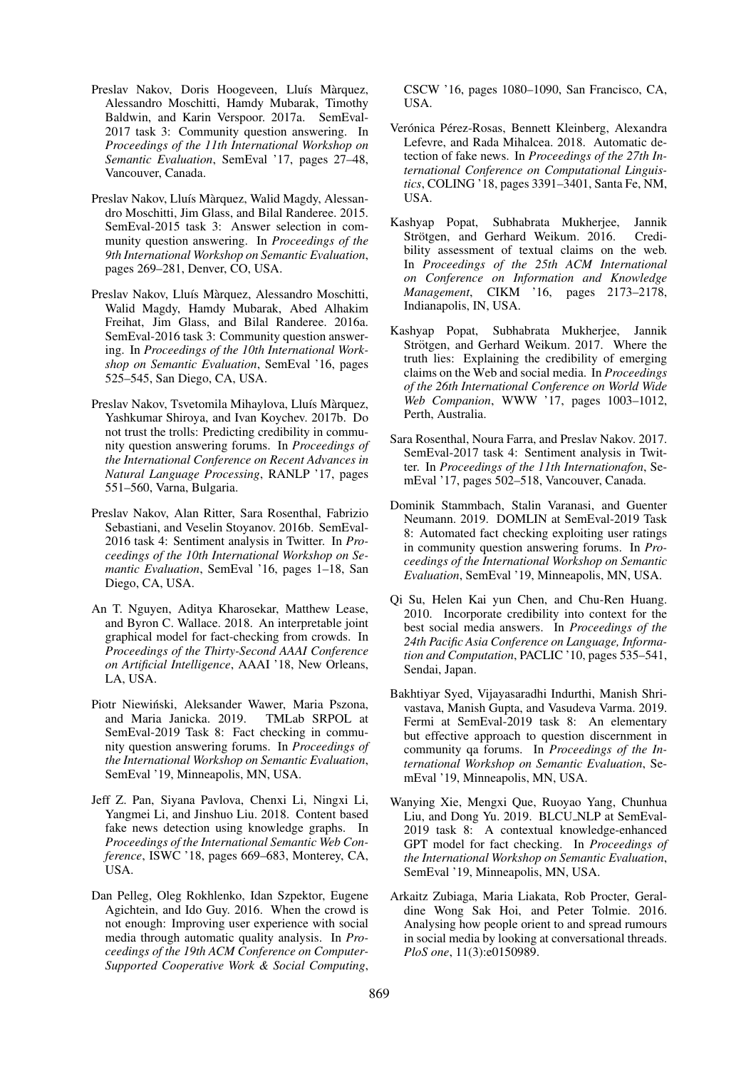Preslav Nakov, Doris Hoogeveen, Lluís Màrquez, Alessandro Moschitti, Hamdy Mubarak, Timothy Baldwin, and Karin Verspoor. 2017a. SemEval-2017 task 3: Community question answering. In *Proceedings of the 11th International Workshop on Semantic Evaluation*, SemEval '17, pages 27–48, Vancouver, Canada.

Preslav Nakov, Lluís Màrquez, Walid Magdy, Alessandro Moschitti, Jim Glass, and Bilal Randeree. 2015. SemEval-2015 task 3: Answer selection in community question answering. In *Proceedings of the 9th International Workshop on Semantic Evaluation*, pages 269–281, Denver, CO, USA.

Preslav Nakov, Lluís Màrquez, Alessandro Moschitti, Walid Magdy, Hamdy Mubarak, Abed Alhakim Freihat, Jim Glass, and Bilal Randeree. 2016a. SemEval-2016 task 3: Community question answering. In *Proceedings of the 10th International Workshop on Semantic Evaluation*, SemEval '16, pages 525–545, San Diego, CA, USA.

Preslav Nakov, Tsvetomila Mihaylova, Lluís Màrquez, Yashkumar Shiroya, and Ivan Koychev. 2017b. Do not trust the trolls: Predicting credibility in community question answering forums. In *Proceedings of the International Conference on Recent Advances in Natural Language Processing*, RANLP '17, pages 551–560, Varna, Bulgaria.

Preslav Nakov, Alan Ritter, Sara Rosenthal, Fabrizio Sebastiani, and Veselin Stoyanov. 2016b. SemEval-2016 task 4: Sentiment analysis in Twitter. In *Proceedings of the 10th International Workshop on Semantic Evaluation*, SemEval '16, pages 1–18, San Diego, CA, USA.

An T. Nguyen, Aditya Kharosekar, Matthew Lease, and Byron C. Wallace. 2018. An interpretable joint graphical model for fact-checking from crowds. In *Proceedings of the Thirty-Second AAAI Conference on Artificial Intelligence*, AAAI '18, New Orleans, LA, USA.

Piotr Niewiński, Aleksander Wawer, Maria Pszona, and Maria Janicka. 2019. TMLab SRPOL at SemEval-2019 Task 8: Fact checking in community question answering forums. In *Proceedings of the International Workshop on Semantic Evaluation*, SemEval '19, Minneapolis, MN, USA.

Jeff Z. Pan, Siyana Pavlova, Chenxi Li, Ningxi Li, Yangmei Li, and Jinshuo Liu. 2018. Content based fake news detection using knowledge graphs. In *Proceedings of the International Semantic Web Conference*, ISWC '18, pages 669–683, Monterey, CA, USA.

Dan Pelleg, Oleg Rokhlenko, Idan Szpektor, Eugene Agichtein, and Ido Guy. 2016. When the crowd is not enough: Improving user experience with social media through automatic quality analysis. In *Proceedings of the 19th ACM Conference on Computer-Supported Cooperative Work & Social Computing*, CSCW '16, pages 1080–1090, San Francisco, CA, USA.

Verónica Pérez-Rosas, Bennett Kleinberg, Alexandra Lefevre, and Rada Mihalcea. 2018. Automatic detection of fake news. In *Proceedings of the 27th International Conference on Computational Linguistics*, COLING '18, pages 3391–3401, Santa Fe, NM, USA.

Kashyap Popat, Subhabrata Mukherjee, Jannik Strötgen, and Gerhard Weikum. 2016. Credibility assessment of textual claims on the web. In *Proceedings of the 25th ACM International on Conference on Information and Knowledge Management*, CIKM '16, pages 2173–2178, Indianapolis, IN, USA.

Kashyap Popat, Subhabrata Mukherjee, Jannik Strötgen, and Gerhard Weikum. 2017. Where the truth lies: Explaining the credibility of emerging claims on the Web and social media. In *Proceedings of the 26th International Conference on World Wide Web Companion*, WWW '17, pages 1003–1012, Perth, Australia.

Sara Rosenthal, Noura Farra, and Preslav Nakov. 2017. SemEval-2017 task 4: Sentiment analysis in Twitter. In *Proceedings of the 11th Internationafon*, SemEval '17, pages 502–518, Vancouver, Canada.

Dominik Stammbach, Stalin Varanasi, and Guenter Neumann. 2019. DOMLIN at SemEval-2019 Task 8: Automated fact checking exploiting user ratings in community question answering forums. In *Proceedings of the International Workshop on Semantic Evaluation*, SemEval '19, Minneapolis, MN, USA.

Qi Su, Helen Kai yun Chen, and Chu-Ren Huang. 2010. Incorporate credibility into context for the best social media answers. In *Proceedings of the 24th Pacific Asia Conference on Language, Information and Computation*, PACLIC '10, pages 535–541, Sendai, Japan.

Bakhtiyar Syed, Vijayasaradhi Indurthi, Manish Shrivastava, Manish Gupta, and Vasudeva Varma. 2019. Fermi at SemEval-2019 task 8: An elementary but effective approach to question discernment in community qa forums. In *Proceedings of the International Workshop on Semantic Evaluation*, SemEval '19, Minneapolis, MN, USA.

Wanying Xie, Mengxi Que, Ruoyao Yang, Chunhua Liu, and Dong Yu. 2019. BLCU_NLP at SemEval-2019 task 8: A contextual knowledge-enhanced GPT model for fact checking. In *Proceedings of the International Workshop on Semantic Evaluation*, SemEval '19, Minneapolis, MN, USA.

Arkaitz Zubiaga, Maria Liakata, Rob Procter, Geraldine Wong Sak Hoi, and Peter Tolmie. 2016. Analysing how people orient to and spread rumours in social media by looking at conversational threads. *PloS one*, 11(3):e0150989.